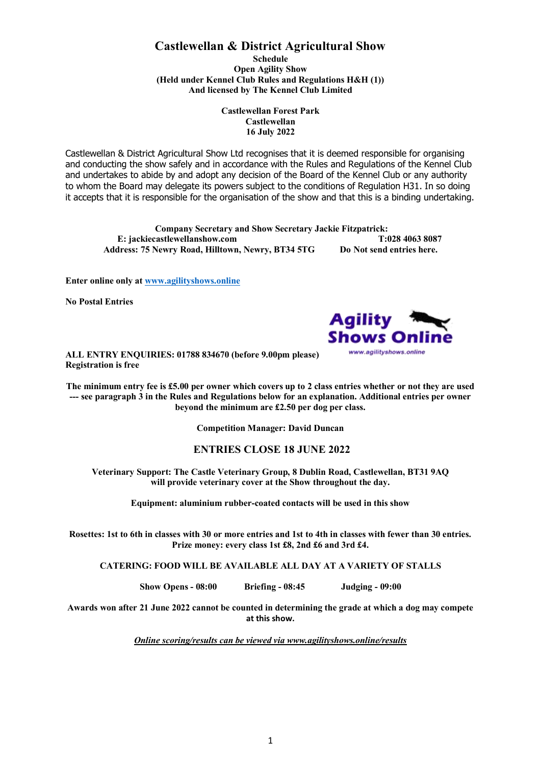# Castlewellan & District Agricultural Show

**Schedule**
**Open Agility Show**
**(Held under Kennel Club Rules and Regulations H&H (1))**
**And licensed by The Kennel Club Limited**

**Castlewellan Forest Park**
**Castlewellan**
**16 July 2022**

Castlewellan & District Agricultural Show Ltd recognises that it is deemed responsible for organising and conducting the show safely and in accordance with the Rules and Regulations of the Kennel Club and undertakes to abide by and adopt any decision of the Board of the Kennel Club or any authority to whom the Board may delegate its powers subject to the conditions of Regulation H31. In so doing it accepts that it is responsible for the organisation of the show and that this is a binding undertaking.

**Company Secretary and Show Secretary Jackie Fitzpatrick:**
**E: jackiecastlewellanshow.com** **T:028 4063 8087**
**Address: 75 Newry Road, Hilltown, Newry, BT34 5TG** **Do Not send entries here.**

**Enter online only at [www.agilityshows.online](www.agilityshows.online)**

**No Postal Entries**

**ALL ENTRY ENQUIRIES: 01788 834670 (before 9.00pm please)**
**Registration is free**

**The minimum entry fee is £5.00 per owner which covers up to 2 class entries whether or not they are used --- see paragraph 3 in the Rules and Regulations below for an explanation. Additional entries per owner beyond the minimum are £2.50 per dog per class.**

**Competition Manager: David Duncan**

## ENTRIES CLOSE 18 JUNE 2022

**Veterinary Support: The Castle Veterinary Group, 8 Dublin Road, Castlewellan, BT31 9AQ will provide veterinary cover at the Show throughout the day.**

**Equipment: aluminium rubber-coated contacts will be used in this show**

**Rosettes: 1st to 6th in classes with 30 or more entries and 1st to 4th in classes with fewer than 30 entries. Prize money: every class 1st £8, 2nd £6 and 3rd £4.**

**CATERING: FOOD WILL BE AVAILABLE ALL DAY AT A VARIETY OF STALLS**

**Show Opens - 08:00** **Briefing - 08:45** **Judging - 09:00**

**Awards won after 21 June 2022 cannot be counted in determining the grade at which a dog may compete at this show.**

***Online scoring/results can be viewed via www.agilityshows.online/results***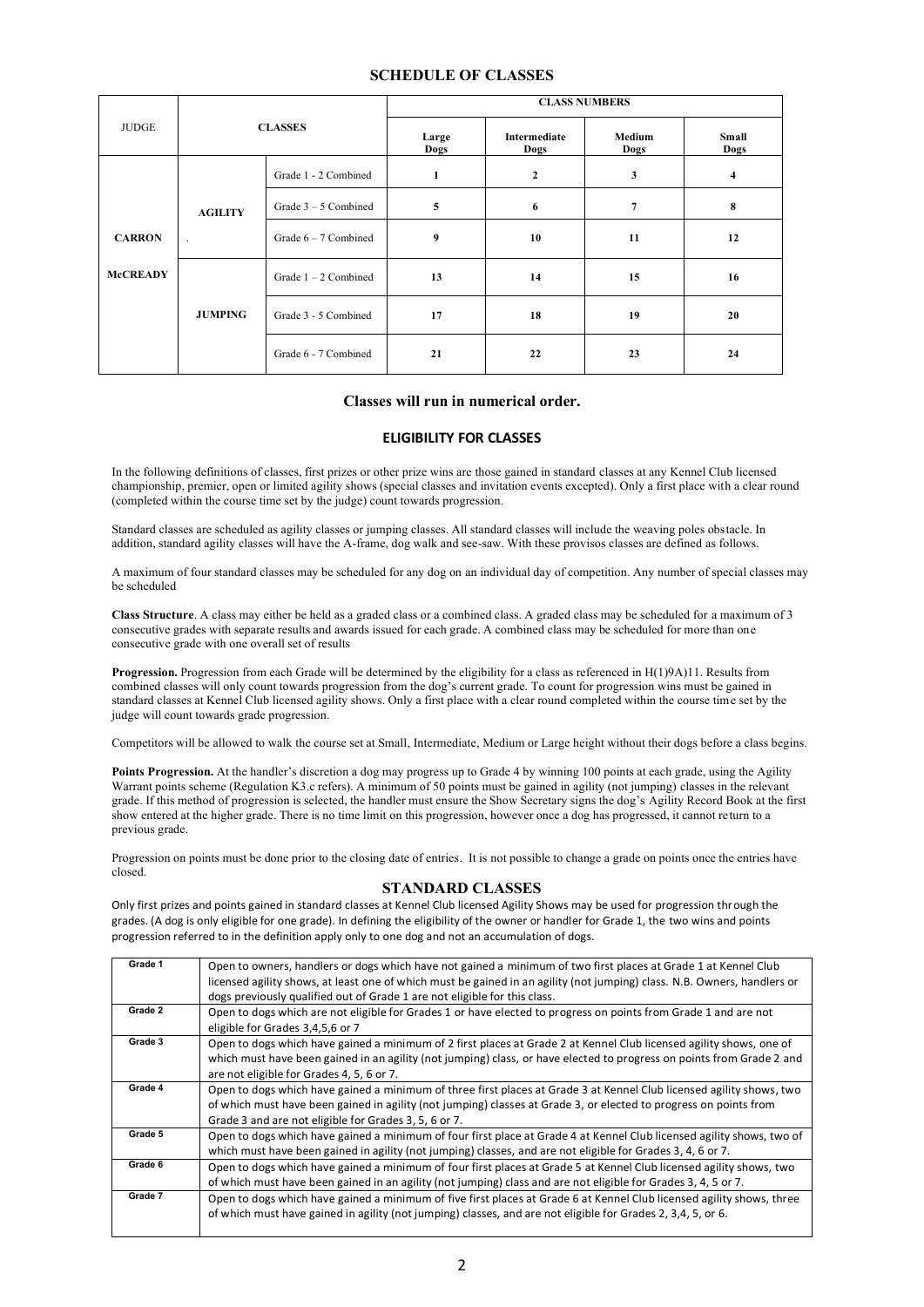## SCHEDULE OF CLASSES

| JUDGE | CLASSES | | CLASS NUMBERS | | | |
|---|---|---|---|---|---|---|
| | | | Large Dogs | Intermediate Dogs | Medium Dogs | Small Dogs |
| CARRON McCREADY | AGILITY | Grade 1 - 2 Combined | 1 | 2 | 3 | 4 |
| | | Grade 3 – 5 Combined | 5 | 6 | 7 | 8 |
| | | Grade 6 – 7 Combined | 9 | 10 | 11 | 12 |
| | JUMPING | Grade 1 – 2 Combined | 13 | 14 | 15 | 16 |
| | | Grade 3 - 5 Combined | 17 | 18 | 19 | 20 |
| | | Grade 6 - 7 Combined | 21 | 22 | 23 | 24 |

**Classes will run in numerical order.**

### ELIGIBILITY FOR CLASSES

In the following definitions of classes, first prizes or other prize wins are those gained in standard classes at any Kennel Club licensed championship, premier, open or limited agility shows (special classes and invitation events excepted). Only a first place with a clear round (completed within the course time set by the judge) count towards progression.

Standard classes are scheduled as agility classes or jumping classes. All standard classes will include the weaving poles obstacle. In addition, standard agility classes will have the A-frame, dog walk and see-saw. With these provisos classes are defined as follows.

A maximum of four standard classes may be scheduled for any dog on an individual day of competition. Any number of special classes may be scheduled

**Class Structure**. A class may either be held as a graded class or a combined class. A graded class may be scheduled for a maximum of 3 consecutive grades with separate results and awards issued for each grade. A combined class may be scheduled for more than one consecutive grade with one overall set of results

**Progression.** Progression from each Grade will be determined by the eligibility for a class as referenced in H(1)9A)11. Results from combined classes will only count towards progression from the dog's current grade. To count for progression wins must be gained in standard classes at Kennel Club licensed agility shows. Only a first place with a clear round completed within the course time set by the judge will count towards grade progression.

Competitors will be allowed to walk the course set at Small, Intermediate, Medium or Large height without their dogs before a class begins.

**Points Progression.** At the handler's discretion a dog may progress up to Grade 4 by winning 100 points at each grade, using the Agility Warrant points scheme (Regulation K3.c refers). A minimum of 50 points must be gained in agility (not jumping) classes in the relevant grade. If this method of progression is selected, the handler must ensure the Show Secretary signs the dog's Agility Record Book at the first show entered at the higher grade. There is no time limit on this progression, however once a dog has progressed, it cannot return to a previous grade.

Progression on points must be done prior to the closing date of entries. It is not possible to change a grade on points once the entries have closed.

## STANDARD CLASSES

Only first prizes and points gained in standard classes at Kennel Club licensed Agility Shows may be used for progression through the grades. (A dog is only eligible for one grade). In defining the eligibility of the owner or handler for Grade 1, the two wins and points progression referred to in the definition apply only to one dog and not an accumulation of dogs.

| | |
|---|---|
| Grade 1 | Open to owners, handlers or dogs which have not gained a minimum of two first places at Grade 1 at Kennel Club licensed agility shows, at least one of which must be gained in an agility (not jumping) class. N.B. Owners, handlers or dogs previously qualified out of Grade 1 are not eligible for this class. |
| Grade 2 | Open to dogs which are not eligible for Grades 1 or have elected to progress on points from Grade 1 and are not eligible for Grades 3,4,5,6 or 7 |
| Grade 3 | Open to dogs which have gained a minimum of 2 first places at Grade 2 at Kennel Club licensed agility shows, one of which must have been gained in an agility (not jumping) class, or have elected to progress on points from Grade 2 and are not eligible for Grades 4, 5, 6 or 7. |
| Grade 4 | Open to dogs which have gained a minimum of three first places at Grade 3 at Kennel Club licensed agility shows, two of which must have been gained in agility (not jumping) classes at Grade 3, or elected to progress on points from Grade 3 and are not eligible for Grades 3, 5, 6 or 7. |
| Grade 5 | Open to dogs which have gained a minimum of four first place at Grade 4 at Kennel Club licensed agility shows, two of which must have been gained in agility (not jumping) classes, and are not eligible for Grades 3, 4, 6 or 7. |
| Grade 6 | Open to dogs which have gained a minimum of four first places at Grade 5 at Kennel Club licensed agility shows, two of which must have been gained in an agility (not jumping) class and are not eligible for Grades 3, 4, 5 or 7. |
| Grade 7 | Open to dogs which have gained a minimum of five first places at Grade 6 at Kennel Club licensed agility shows, three of which must have gained in agility (not jumping) classes, and are not eligible for Grades 2, 3,4, 5, or 6. |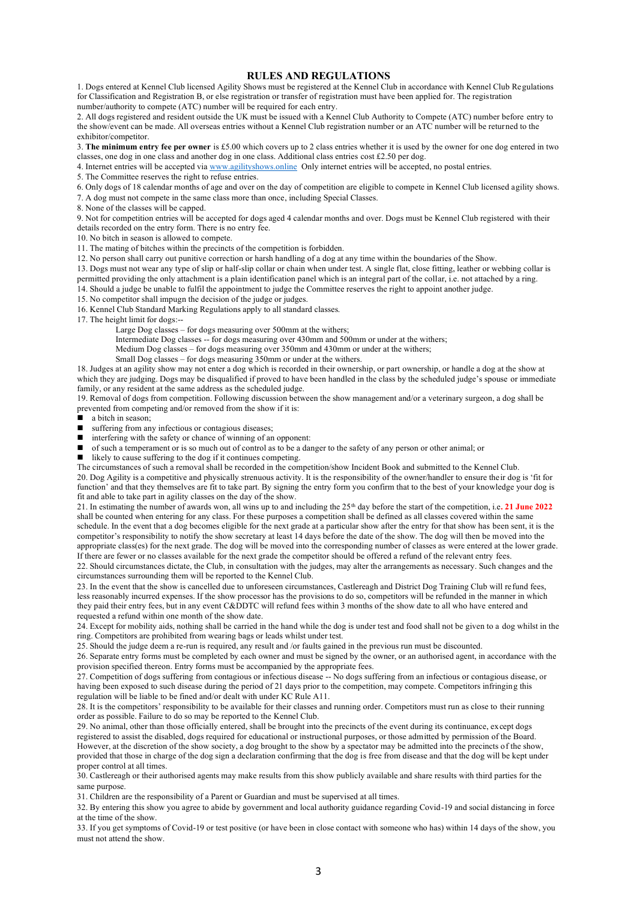# RULES AND REGULATIONS

1. Dogs entered at Kennel Club licensed Agility Shows must be registered at the Kennel Club in accordance with Kennel Club Regulations for Classification and Registration B, or else registration or transfer of registration must have been applied for. The registration number/authority to compete (ATC) number will be required for each entry.

2. All dogs registered and resident outside the UK must be issued with a Kennel Club Authority to Compete (ATC) number before entry to the show/event can be made. All overseas entries without a Kennel Club registration number or an ATC number will be returned to the exhibitor/competitor.

3. **The minimum entry fee per owner** is £5.00 which covers up to 2 class entries whether it is used by the owner for one dog entered in two classes, one dog in one class and another dog in one class. Additional class entries cost £2.50 per dog.

4. Internet entries will be accepted via [www.agilityshows.online](www.agilityshows.online) Only internet entries will be accepted, no postal entries.

5. The Committee reserves the right to refuse entries.

6. Only dogs of 18 calendar months of age and over on the day of competition are eligible to compete in Kennel Club licensed agility shows.

7. A dog must not compete in the same class more than once, including Special Classes.

8. None of the classes will be capped.

9. Not for competition entries will be accepted for dogs aged 4 calendar months and over. Dogs must be Kennel Club registered with their details recorded on the entry form. There is no entry fee.

10. No bitch in season is allowed to compete.

11. The mating of bitches within the precincts of the competition is forbidden.

12. No person shall carry out punitive correction or harsh handling of a dog at any time within the boundaries of the Show.

13. Dogs must not wear any type of slip or half-slip collar or chain when under test. A single flat, close fitting, leather or webbing collar is permitted providing the only attachment is a plain identification panel which is an integral part of the collar, i.e. not attached by a ring.

14. Should a judge be unable to fulfil the appointment to judge the Committee reserves the right to appoint another judge.

15. No competitor shall impugn the decision of the judge or judges.

16. Kennel Club Standard Marking Regulations apply to all standard classes.

17. The height limit for dogs:--

    Large Dog classes – for dogs measuring over 500mm at the withers;
    Intermediate Dog classes -- for dogs measuring over 430mm and 500mm or under at the withers;
    Medium Dog classes – for dogs measuring over 350mm and 430mm or under at the withers;
    Small Dog classes – for dogs measuring 350mm or under at the withers.

18. Judges at an agility show may not enter a dog which is recorded in their ownership, or part ownership, or handle a dog at the show at which they are judging. Dogs may be disqualified if proved to have been handled in the class by the scheduled judge's spouse or immediate family, or any resident at the same address as the scheduled judge.

19. Removal of dogs from competition. Following discussion between the show management and/or a veterinary surgeon, a dog shall be prevented from competing and/or removed from the show if it is:

- a bitch in season;
- suffering from any infectious or contagious diseases;
- interfering with the safety or chance of winning of an opponent:
- of such a temperament or is so much out of control as to be a danger to the safety of any person or other animal; or
- likely to cause suffering to the dog if it continues competing.

The circumstances of such a removal shall be recorded in the competition/show Incident Book and submitted to the Kennel Club.

20. Dog Agility is a competitive and physically strenuous activity. It is the responsibility of the owner/handler to ensure their dog is 'fit for function' and that they themselves are fit to take part. By signing the entry form you confirm that to the best of your knowledge your dog is fit and able to take part in agility classes on the day of the show.

21. In estimating the number of awards won, all wins up to and including the 25th day before the start of the competition, i.e. **21 June 2022** shall be counted when entering for any class. For these purposes a competition shall be defined as all classes covered within the same schedule. In the event that a dog becomes eligible for the next grade at a particular show after the entry for that show has been sent, it is the competitor's responsibility to notify the show secretary at least 14 days before the date of the show. The dog will then be moved into the appropriate class(es) for the next grade. The dog will be moved into the corresponding number of classes as were entered at the lower grade. If there are fewer or no classes available for the next grade the competitor should be offered a refund of the relevant entry fees.

22. Should circumstances dictate, the Club, in consultation with the judges, may alter the arrangements as necessary. Such changes and the circumstances surrounding them will be reported to the Kennel Club.

23. In the event that the show is cancelled due to unforeseen circumstances, Castlereagh and District Dog Training Club will refund fees, less reasonably incurred expenses. If the show processor has the provisions to do so, competitors will be refunded in the manner in which they paid their entry fees, but in any event C&DDTC will refund fees within 3 months of the show date to all who have entered and requested a refund within one month of the show date.

24. Except for mobility aids, nothing shall be carried in the hand while the dog is under test and food shall not be given to a dog whilst in the ring. Competitors are prohibited from wearing bags or leads whilst under test.

25. Should the judge deem a re-run is required, any result and /or faults gained in the previous run must be discounted.

26. Separate entry forms must be completed by each owner and must be signed by the owner, or an authorised agent, in accordance with the provision specified thereon. Entry forms must be accompanied by the appropriate fees.

27. Competition of dogs suffering from contagious or infectious disease -- No dogs suffering from an infectious or contagious disease, or having been exposed to such disease during the period of 21 days prior to the competition, may compete. Competitors infringing this regulation will be liable to be fined and/or dealt with under KC Rule A11.

28. It is the competitors' responsibility to be available for their classes and running order. Competitors must run as close to their running order as possible. Failure to do so may be reported to the Kennel Club.

29. No animal, other than those officially entered, shall be brought into the precincts of the event during its continuance, except dogs registered to assist the disabled, dogs required for educational or instructional purposes, or those admitted by permission of the Board. However, at the discretion of the show society, a dog brought to the show by a spectator may be admitted into the precincts of the show, provided that those in charge of the dog sign a declaration confirming that the dog is free from disease and that the dog will be kept under proper control at all times.

30. Castlereagh or their authorised agents may make results from this show publicly available and share results with third parties for the same purpose.

31. Children are the responsibility of a Parent or Guardian and must be supervised at all times.

32. By entering this show you agree to abide by government and local authority guidance regarding Covid-19 and social distancing in force at the time of the show.

33. If you get symptoms of Covid-19 or test positive (or have been in close contact with someone who has) within 14 days of the show, you must not attend the show.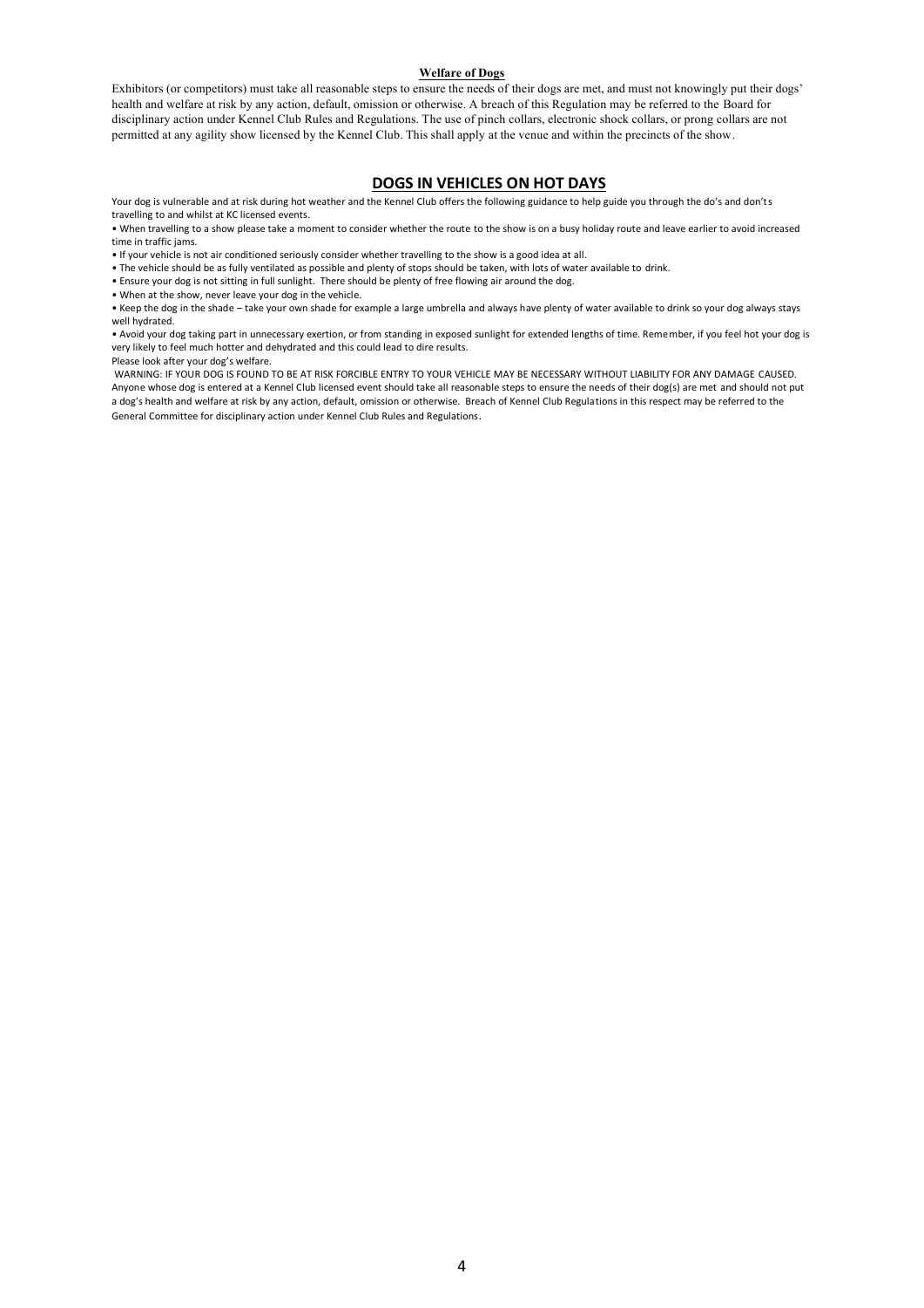## Welfare of Dogs

Exhibitors (or competitors) must take all reasonable steps to ensure the needs of their dogs are met, and must not knowingly put their dogs' health and welfare at risk by any action, default, omission or otherwise. A breach of this Regulation may be referred to the Board for disciplinary action under Kennel Club Rules and Regulations. The use of pinch collars, electronic shock collars, or prong collars are not permitted at any agility show licensed by the Kennel Club. This shall apply at the venue and within the precincts of the show.

## DOGS IN VEHICLES ON HOT DAYS

Your dog is vulnerable and at risk during hot weather and the Kennel Club offers the following guidance to help guide you through the do's and don'ts travelling to and whilst at KC licensed events.

- When travelling to a show please take a moment to consider whether the route to the show is on a busy holiday route and leave earlier to avoid increased time in traffic jams.
- If your vehicle is not air conditioned seriously consider whether travelling to the show is a good idea at all.
- The vehicle should be as fully ventilated as possible and plenty of stops should be taken, with lots of water available to drink.
- Ensure your dog is not sitting in full sunlight. There should be plenty of free flowing air around the dog.
- When at the show, never leave your dog in the vehicle.
- Keep the dog in the shade – take your own shade for example a large umbrella and always have plenty of water available to drink so your dog always stays well hydrated.
- Avoid your dog taking part in unnecessary exertion, or from standing in exposed sunlight for extended lengths of time. Remember, if you feel hot your dog is very likely to feel much hotter and dehydrated and this could lead to dire results.

Please look after your dog's welfare.

WARNING: IF YOUR DOG IS FOUND TO BE AT RISK FORCIBLE ENTRY TO YOUR VEHICLE MAY BE NECESSARY WITHOUT LIABILITY FOR ANY DAMAGE CAUSED.

Anyone whose dog is entered at a Kennel Club licensed event should take all reasonable steps to ensure the needs of their dog(s) are met and should not put a dog's health and welfare at risk by any action, default, omission or otherwise. Breach of Kennel Club Regulations in this respect may be referred to the General Committee for disciplinary action under Kennel Club Rules and Regulations.